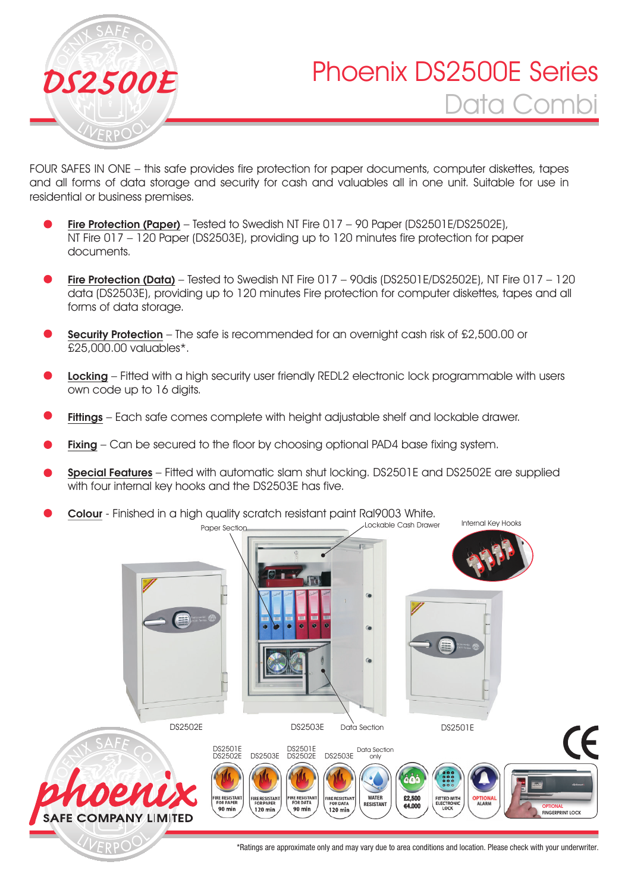# Phoenix DS2500E Series

## Data Combi

FOUR SAFES IN ONE – this safe provides fire protection for paper documents, computer diskettes, tapes and all forms of data storage and security for cash and valuables all in one unit. Suitable for use in residential or business premises.

- **Fire Protection (Paper)** – Tested to Swedish NT Fire 017 – 90 Paper (DS2501E/DS2502E), NT Fire 017 – 120 Paper (DS2503E), providing up to 120 minutes fire protection for paper documents.
- **Fire Protection (Data)** – Tested to Swedish NT Fire 017 – 90dis (DS2501E/DS2502E), NT Fire 017 – 120 data (DS2503E), providing up to 120 minutes Fire protection for computer diskettes, tapes and all forms of data storage.
- **Security Protection** – The safe is recommended for an overnight cash risk of £2,500.00 or £25,000.00 valuables*.
- **Locking** – Fitted with a high security user friendly REDL2 electronic lock programmable with users own code up to 16 digits.
- **Fittings** – Each safe comes complete with height adjustable shelf and lockable drawer.
- **Fixing** – Can be secured to the floor by choosing optional PAD4 base fixing system.
- **Special Features** – Fitted with automatic slam shut locking. DS2501E and DS2502E are supplied with four internal key hooks and the DS2503E has five.
- **Colour** - Finished in a high quality scratch resistant paint Ral9003 White.

Paper Section | Lockable Cash Drawer | Internal Key Hooks

DS2502E | DS2503E | Data Section | DS2501E

DS2501E DS2502E: FIRE RESISTANT FOR PAPER 90 min | DS2503E: FIRE RESISTANT FOR PAPER 120 min | DS2501E DS2502E: FIRE RESISTANT FOR DATA 90 min | DS2503E: FIRE RESISTANT FOR DATA 120 min | Data Section only: WATER RESISTANT | £2,500 €4,000 | FITTED WITH ELECTRONIC LOCK | OPTIONAL ALARM | OPTIONAL FINGERPRINT LOCK

phoenix SAFE COMPANY LIMITED

*Ratings are approximate only and may vary due to area conditions and location. Please check with your underwriter.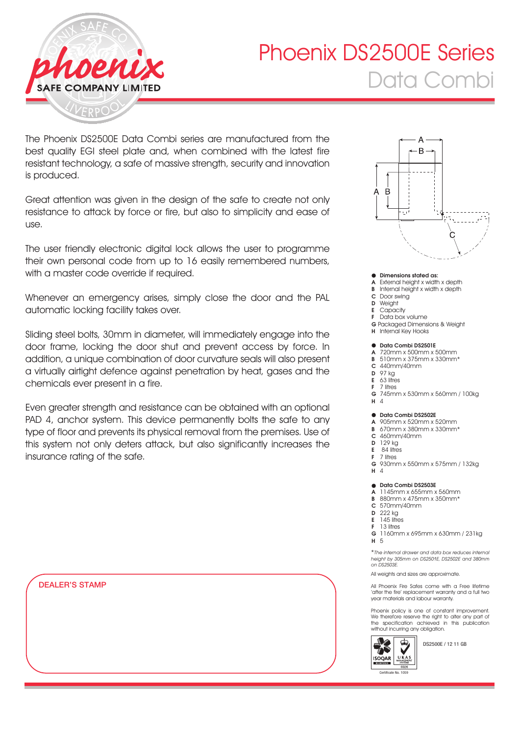# Phoenix DS2500E Series

## Data Combi

The Phoenix DS2500E Data Combi series are manufactured from the best quality EGI steel plate and, when combined with the latest fire resistant technology, a safe of massive strength, security and innovation is produced.

Great attention was given in the design of the safe to create not only resistance to attack by force or fire, but also to simplicity and ease of use.

The user friendly electronic digital lock allows the user to programme their own personal code from up to 16 easily remembered numbers, with a master code override if required.

Whenever an emergency arises, simply close the door and the PAL automatic locking facility takes over.

Sliding steel bolts, 30mm in diameter, will immediately engage into the door frame, locking the door shut and prevent access by force. In addition, a unique combination of door curvature seals will also present a virtually airtight defence against penetration by heat, gases and the chemicals ever present in a fire.

Even greater strength and resistance can be obtained with an optional PAD 4, anchor system. This device permanently bolts the safe to any type of floor and prevents its physical removal from the premises. Use of this system not only deters attack, but also significantly increases the insurance rating of the safe.

A
B
A B
C

- **Dimensions stated as:**
  - **A** External height x width x depth
  - **B** Internal height x width x depth
  - **C** Door swing
  - **D** Weight
  - **E** Capacity
  - **F** Data box volume
  - **G** Packaged Dimensions & Weight
  - **H** Internal Key Hooks

- **Data Combi DS2501E**
  - **A** 720mm x 500mm x 500mm
  - **B** 510mm x 375mm x 330mm*
  - **C** 440mm/40mm
  - **D** 97 kg
  - **E** 63 litres
  - **F** 7 litres
  - **G** 745mm x 530mm x 560mm / 100kg
  - **H** 4

- **Data Combi DS2502E**
  - **A** 905mm x 520mm x 520mm
  - **B** 670mm x 380mm x 330mm*
  - **C** 460mm/40mm
  - **D** 129 kg
  - **E** 84 litres
  - **F** 7 litres
  - **G** 930mm x 550mm x 575mm / 132kg
  - **H** 4

- **Data Combi DS2503E**
  - **A** 1145mm x 655mm x 560mm
  - **B** 880mm x 475mm x 350mm*
  - **C** 570mm/40mm
  - **D** 222 kg
  - **E** 145 litres
  - **F** 13 litres
  - **G** 1160mm x 695mm x 630mm / 231kg
  - **H** 5

*\*The internal drawer and data box reduces internal height by 305mm on DS2501E, DS2502E and 380mm on DS2503E.*

All weights and sizes are approximate.

All Phoenix Fire Safes come with a Free lifetime 'after the fire' replacement warranty and a full two year materials and labour warranty.

Phoenix policy is one of constant improvement. We therefore reserve the right to alter any part of the specification achieved in this publication without incurring any obligation.

DEALER'S STAMP

ISOQAR UKAS MANAGEMENT SYSTEMS 0026

Certificate No. 1059

DS2500E / 12 11 GB